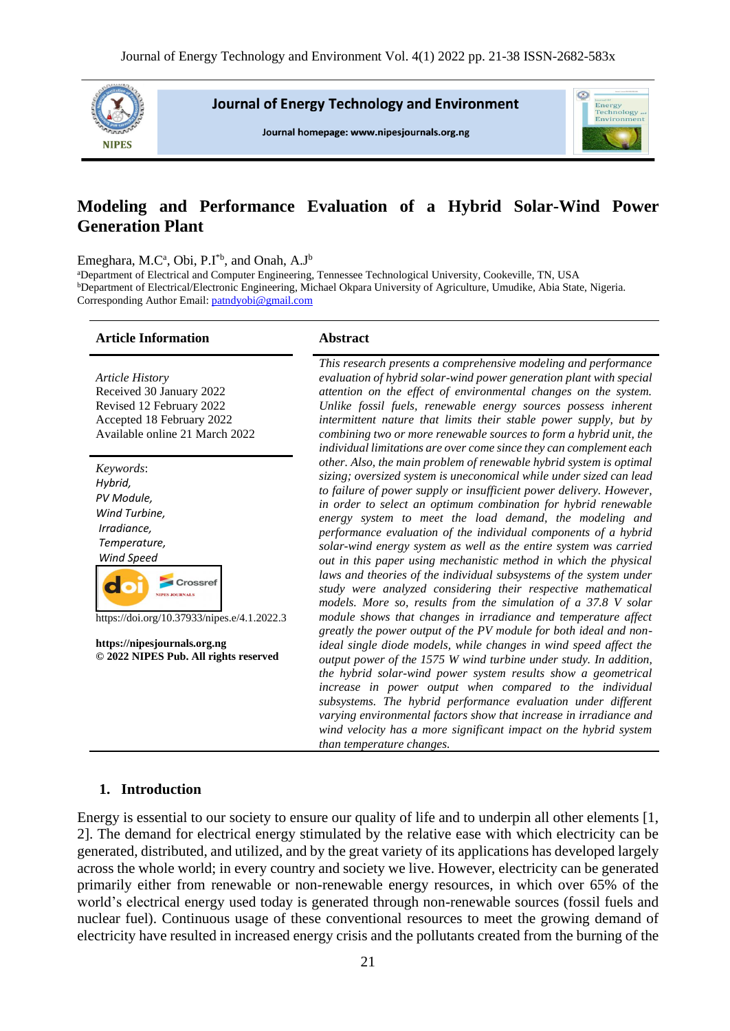Journal of Energy Technology and Environment

Journal homepage: www.nipesjournals.org.ng

# Modeling and Performance Evaluation of a Hybrid Solar-Wind Power Generation Plant

Emeghara, M.C[a], Obi, P.I[*b], and Onah, A.J[b]

[a]Department of Electrical and Computer Engineering, Tennessee Technological University, Cookeville, TN, USA
[b]Department of Electrical/Electronic Engineering, Michael Okpara University of Agriculture, Umudike, Abia State, Nigeria.
Corresponding Author Email: patndyobi@gmail.com

**Article Information**

*Article History*
Received 30 January 2022
Revised 12 February 2022
Accepted 18 February 2022
Available online 21 March 2022

*Keywords*:
*Hybrid,*
*PV Module,*
*Wind Turbine,*
*Irradiance,*
*Temperature,*
*Wind Speed*

https://doi.org/10.37933/nipes.e/4.1.2022.3

**https://nipesjournals.org.ng**
**© 2022 NIPES Pub. All rights reserved**

**Abstract**

*This research presents a comprehensive modeling and performance evaluation of hybrid solar-wind power generation plant with special attention on the effect of environmental changes on the system. Unlike fossil fuels, renewable energy sources possess inherent intermittent nature that limits their stable power supply, but by combining two or more renewable sources to form a hybrid unit, the individual limitations are over come since they can complement each other. Also, the main problem of renewable hybrid system is optimal sizing; oversized system is uneconomical while under sized can lead to failure of power supply or insufficient power delivery. However, in order to select an optimum combination for hybrid renewable energy system to meet the load demand, the modeling and performance evaluation of the individual components of a hybrid solar-wind energy system as well as the entire system was carried out in this paper using mechanistic method in which the physical laws and theories of the individual subsystems of the system under study were analyzed considering their respective mathematical models. More so, results from the simulation of a 37.8 V solar module shows that changes in irradiance and temperature affect greatly the power output of the PV module for both ideal and non-ideal single diode models, while changes in wind speed affect the output power of the 1575 W wind turbine under study. In addition, the hybrid solar-wind power system results show a geometrical increase in power output when compared to the individual subsystems. The hybrid performance evaluation under different varying environmental factors show that increase in irradiance and wind velocity has a more significant impact on the hybrid system than temperature changes.*

## 1. Introduction

Energy is essential to our society to ensure our quality of life and to underpin all other elements [1, 2]. The demand for electrical energy stimulated by the relative ease with which electricity can be generated, distributed, and utilized, and by the great variety of its applications has developed largely across the whole world; in every country and society we live. However, electricity can be generated primarily either from renewable or non-renewable energy resources, in which over 65% of the world's electrical energy used today is generated through non-renewable sources (fossil fuels and nuclear fuel). Continuous usage of these conventional resources to meet the growing demand of electricity have resulted in increased energy crisis and the pollutants created from the burning of the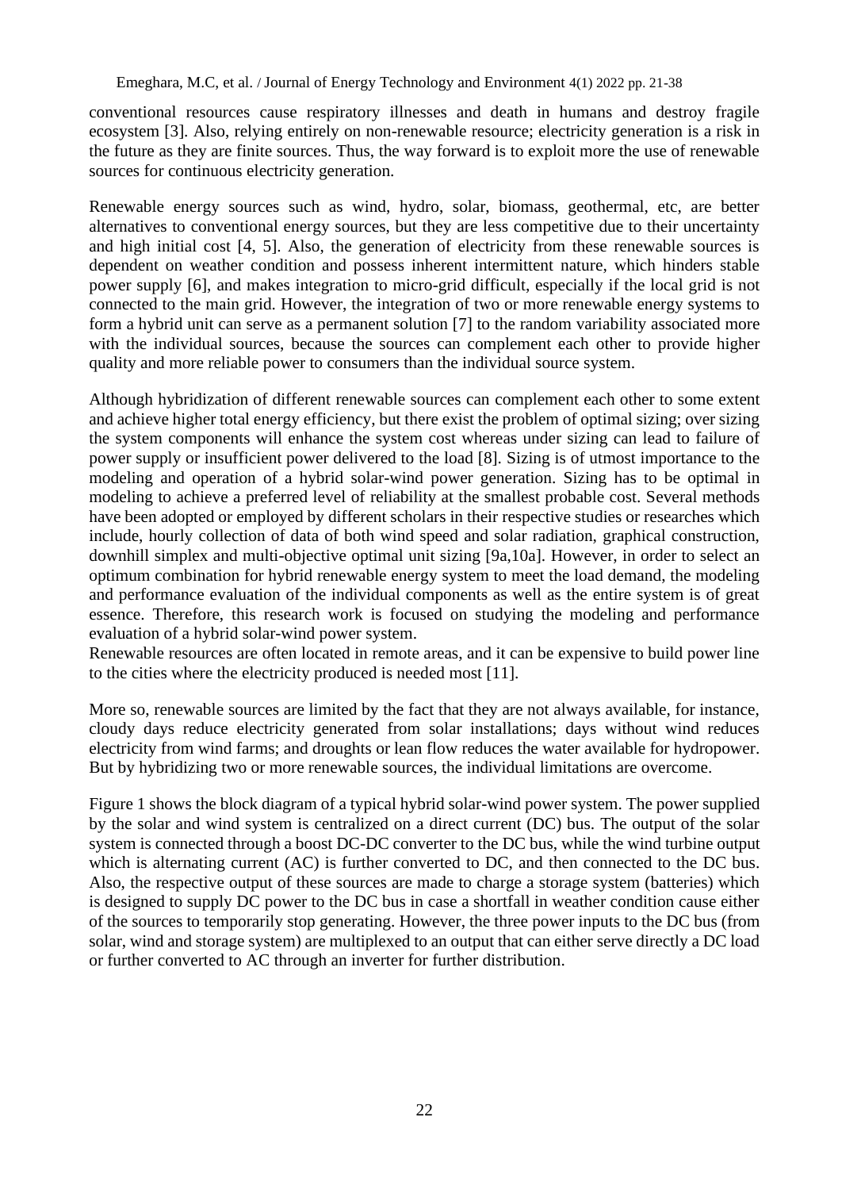conventional resources cause respiratory illnesses and death in humans and destroy fragile ecosystem [3]. Also, relying entirely on non-renewable resource; electricity generation is a risk in the future as they are finite sources. Thus, the way forward is to exploit more the use of renewable sources for continuous electricity generation.

Renewable energy sources such as wind, hydro, solar, biomass, geothermal, etc, are better alternatives to conventional energy sources, but they are less competitive due to their uncertainty and high initial cost [4, 5]. Also, the generation of electricity from these renewable sources is dependent on weather condition and possess inherent intermittent nature, which hinders stable power supply [6], and makes integration to micro-grid difficult, especially if the local grid is not connected to the main grid. However, the integration of two or more renewable energy systems to form a hybrid unit can serve as a permanent solution [7] to the random variability associated more with the individual sources, because the sources can complement each other to provide higher quality and more reliable power to consumers than the individual source system.

Although hybridization of different renewable sources can complement each other to some extent and achieve higher total energy efficiency, but there exist the problem of optimal sizing; over sizing the system components will enhance the system cost whereas under sizing can lead to failure of power supply or insufficient power delivered to the load [8]. Sizing is of utmost importance to the modeling and operation of a hybrid solar-wind power generation. Sizing has to be optimal in modeling to achieve a preferred level of reliability at the smallest probable cost. Several methods have been adopted or employed by different scholars in their respective studies or researches which include, hourly collection of data of both wind speed and solar radiation, graphical construction, downhill simplex and multi-objective optimal unit sizing [9a,10a]. However, in order to select an optimum combination for hybrid renewable energy system to meet the load demand, the modeling and performance evaluation of the individual components as well as the entire system is of great essence. Therefore, this research work is focused on studying the modeling and performance evaluation of a hybrid solar-wind power system.
Renewable resources are often located in remote areas, and it can be expensive to build power line to the cities where the electricity produced is needed most [11].

More so, renewable sources are limited by the fact that they are not always available, for instance, cloudy days reduce electricity generated from solar installations; days without wind reduces electricity from wind farms; and droughts or lean flow reduces the water available for hydropower. But by hybridizing two or more renewable sources, the individual limitations are overcome.

Figure 1 shows the block diagram of a typical hybrid solar-wind power system. The power supplied by the solar and wind system is centralized on a direct current (DC) bus. The output of the solar system is connected through a boost DC-DC converter to the DC bus, while the wind turbine output which is alternating current (AC) is further converted to DC, and then connected to the DC bus. Also, the respective output of these sources are made to charge a storage system (batteries) which is designed to supply DC power to the DC bus in case a shortfall in weather condition cause either of the sources to temporarily stop generating. However, the three power inputs to the DC bus (from solar, wind and storage system) are multiplexed to an output that can either serve directly a DC load or further converted to AC through an inverter for further distribution.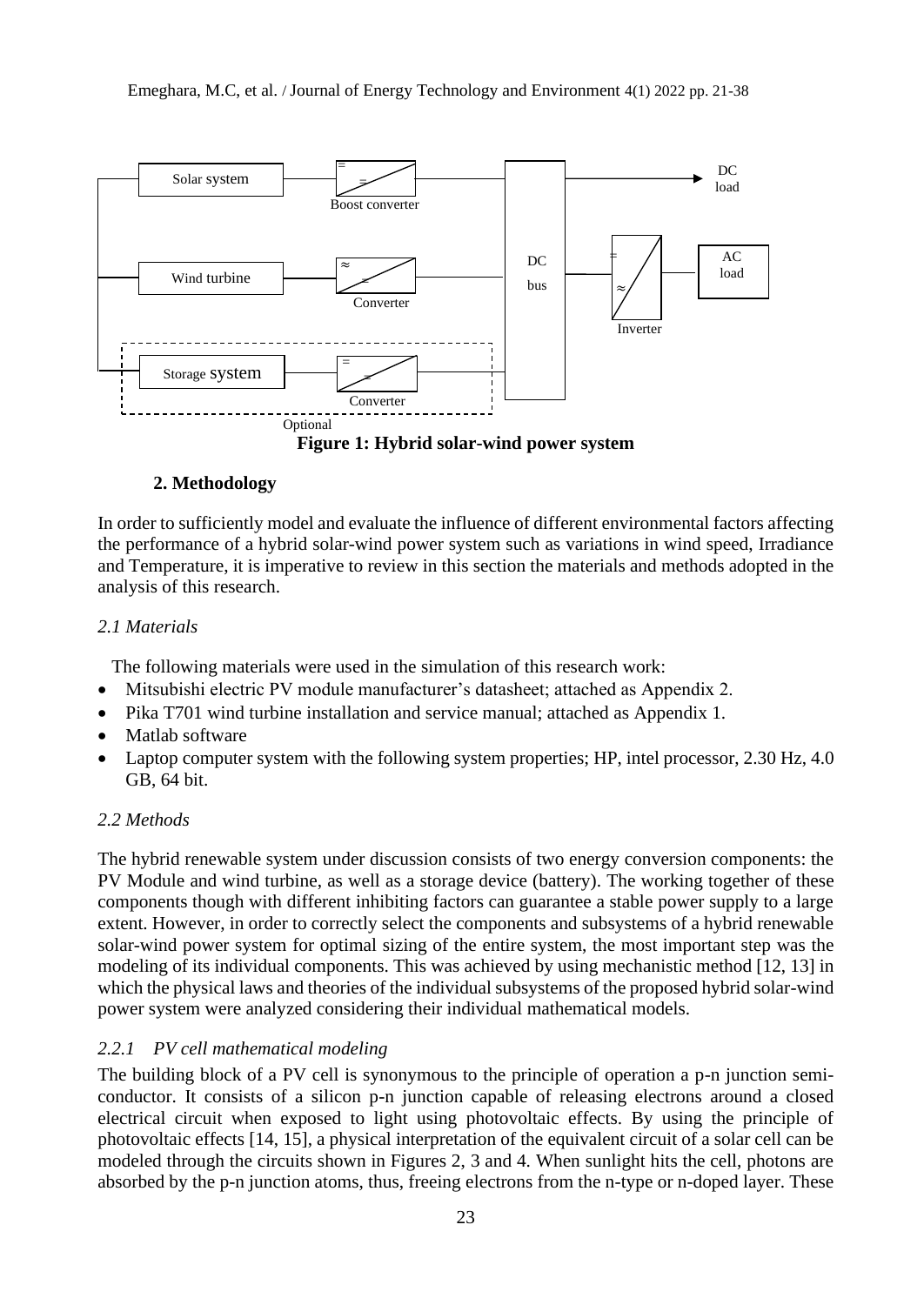Figure 1: Hybrid solar-wind power system

## 2. Methodology

In order to sufficiently model and evaluate the influence of different environmental factors affecting the performance of a hybrid solar-wind power system such as variations in wind speed, Irradiance and Temperature, it is imperative to review in this section the materials and methods adopted in the analysis of this research.

### *2.1 Materials*

The following materials were used in the simulation of this research work:

- Mitsubishi electric PV module manufacturer's datasheet; attached as Appendix 2.
- Pika T701 wind turbine installation and service manual; attached as Appendix 1.
- Matlab software
- Laptop computer system with the following system properties; HP, intel processor, 2.30 Hz, 4.0 GB, 64 bit.

### *2.2 Methods*

The hybrid renewable system under discussion consists of two energy conversion components: the PV Module and wind turbine, as well as a storage device (battery). The working together of these components though with different inhibiting factors can guarantee a stable power supply to a large extent. However, in order to correctly select the components and subsystems of a hybrid renewable solar-wind power system for optimal sizing of the entire system, the most important step was the modeling of its individual components. This was achieved by using mechanistic method [12, 13] in which the physical laws and theories of the individual subsystems of the proposed hybrid solar-wind power system were analyzed considering their individual mathematical models.

#### *2.2.1 PV cell mathematical modeling*

The building block of a PV cell is synonymous to the principle of operation a p-n junction semi-conductor. It consists of a silicon p-n junction capable of releasing electrons around a closed electrical circuit when exposed to light using photovoltaic effects. By using the principle of photovoltaic effects [14, 15], a physical interpretation of the equivalent circuit of a solar cell can be modeled through the circuits shown in Figures 2, 3 and 4. When sunlight hits the cell, photons are absorbed by the p-n junction atoms, thus, freeing electrons from the n-type or n-doped layer. These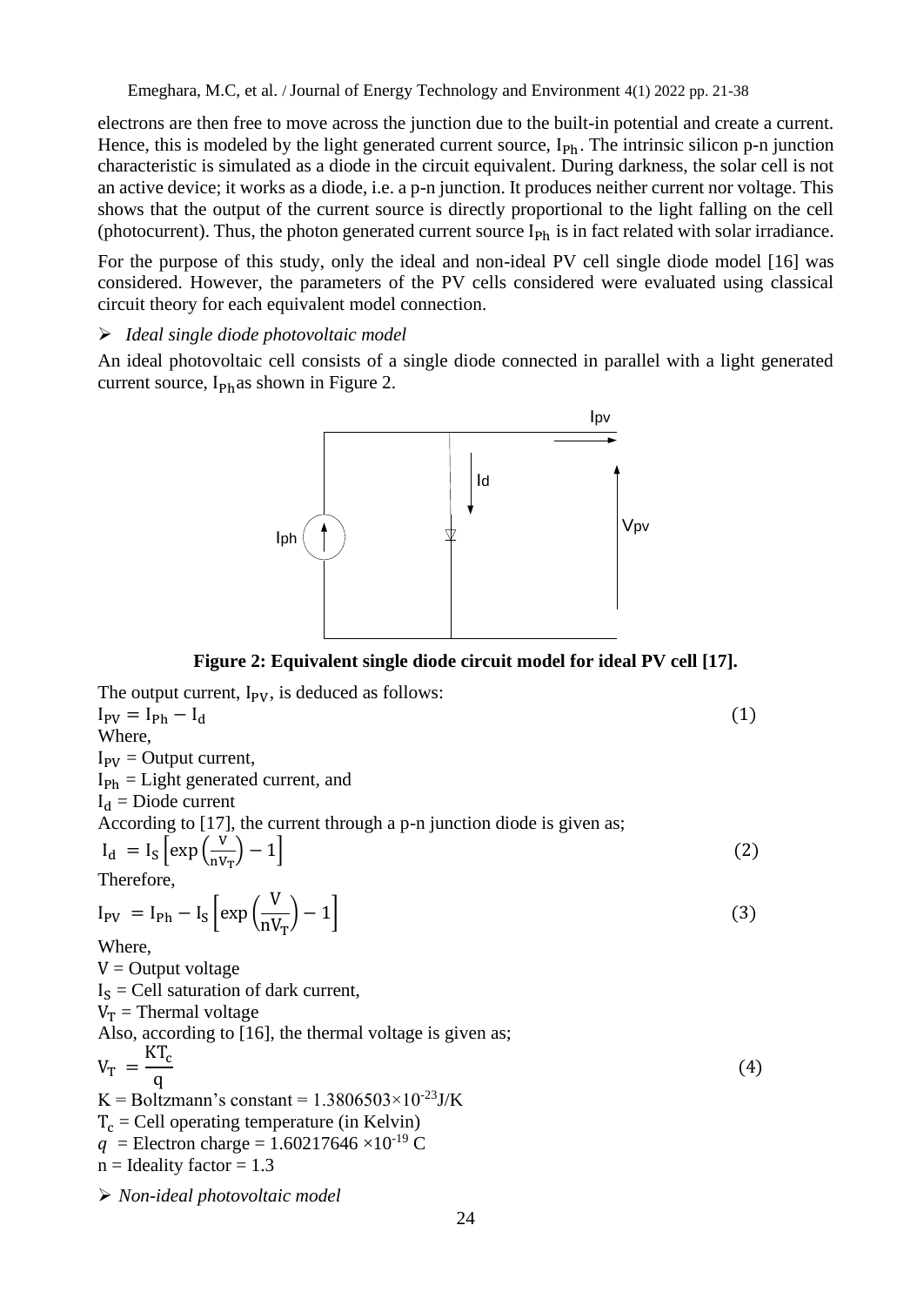electrons are then free to move across the junction due to the built-in potential and create a current. Hence, this is modeled by the light generated current source, $I_{Ph}$. The intrinsic silicon p-n junction characteristic is simulated as a diode in the circuit equivalent. During darkness, the solar cell is not an active device; it works as a diode, i.e. a p-n junction. It produces neither current nor voltage. This shows that the output of the current source is directly proportional to the light falling on the cell (photocurrent). Thus, the photon generated current source $I_{Ph}$ is in fact related with solar irradiance.

For the purpose of this study, only the ideal and non-ideal PV cell single diode model [16] was considered. However, the parameters of the PV cells considered were evaluated using classical circuit theory for each equivalent model connection.

- *Ideal single diode photovoltaic model*

An ideal photovoltaic cell consists of a single diode connected in parallel with a light generated current source, $I_{Ph}$ as shown in Figure 2.

**Figure 2: Equivalent single diode circuit model for ideal PV cell [17].**

The output current, $I_{PV}$, is deduced as follows:

$$I_{PV} = I_{Ph} - I_d \tag{1}$$

Where,

$I_{PV}$ = Output current,

$I_{Ph}$ = Light generated current, and

$I_d$ = Diode current

According to [17], the current through a p-n junction diode is given as;

$$I_d = I_S \left[\exp\left(\frac{V}{nV_T}\right) - 1\right] \tag{2}$$

Therefore,

$$I_{PV} = I_{Ph} - I_S \left[\exp\left(\frac{V}{nV_T}\right) - 1\right] \tag{3}$$

Where,

V = Output voltage

$I_S$ = Cell saturation of dark current,

$V_T$ = Thermal voltage

Also, according to [16], the thermal voltage is given as;

$$V_T = \frac{KT_c}{q} \tag{4}$$

K = Boltzmann's constant = $1.3806503\times10^{-23}$ J/K

$T_c$ = Cell operating temperature (in Kelvin)

$q$ = Electron charge = $1.60217646 \times10^{-19}$ C

n = Ideality factor = 1.3

- *Non-ideal photovoltaic model*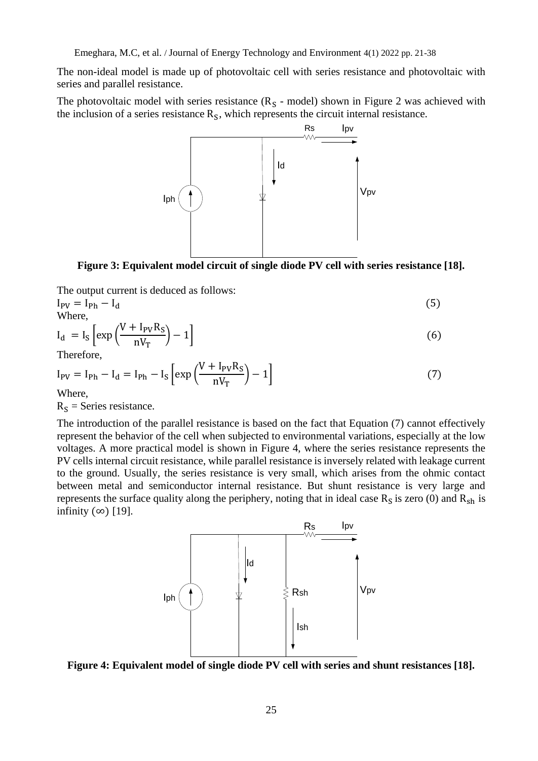The non-ideal model is made up of photovoltaic cell with series resistance and photovoltaic with series and parallel resistance.

The photovoltaic model with series resistance ($R_S$ - model) shown in Figure 2 was achieved with the inclusion of a series resistance $R_S$, which represents the circuit internal resistance.

**Figure 3: Equivalent model circuit of single diode PV cell with series resistance [18].**

The output current is deduced as follows:

$$I_{PV} = I_{Ph} - I_d \tag{5}$$

Where,

$$I_d = I_S \left[\exp\left(\frac{V + I_{PV}R_S}{nV_T}\right) - 1\right] \tag{6}$$

Therefore,

$$I_{PV} = I_{Ph} - I_d = I_{Ph} - I_S \left[\exp\left(\frac{V + I_{PV}R_S}{nV_T}\right) - 1\right] \tag{7}$$

Where,

$R_S$ = Series resistance.

The introduction of the parallel resistance is based on the fact that Equation (7) cannot effectively represent the behavior of the cell when subjected to environmental variations, especially at the low voltages. A more practical model is shown in Figure 4, where the series resistance represents the PV cells internal circuit resistance, while parallel resistance is inversely related with leakage current to the ground. Usually, the series resistance is very small, which arises from the ohmic contact between metal and semiconductor internal resistance. But shunt resistance is very large and represents the surface quality along the periphery, noting that in ideal case $R_S$ is zero (0) and $R_{sh}$ is infinity ($\infty$) [19].

**Figure 4: Equivalent model of single diode PV cell with series and shunt resistances [18].**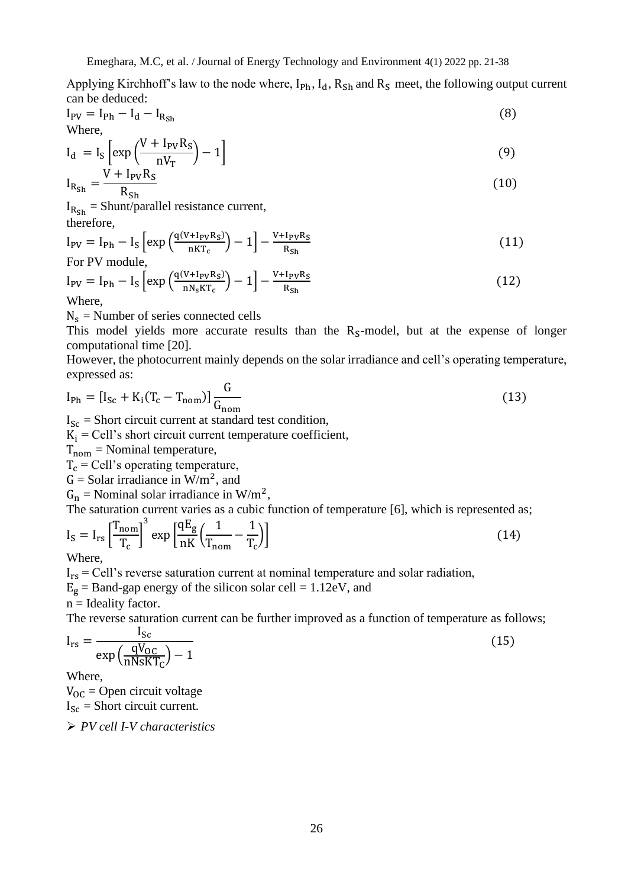Applying Kirchhoff's law to the node where, $I_{Ph}$, $I_d$, $R_{Sh}$ and $R_S$ meet, the following output current can be deduced:

$$I_{PV} = I_{Ph} - I_d - I_{R_{Sh}} \tag{8}$$

Where,

$$I_d = I_S \left[ \exp\left(\frac{V + I_{PV}R_S}{nV_T}\right) - 1 \right] \tag{9}$$

$$I_{R_{Sh}} = \frac{V + I_{PV}R_S}{R_{Sh}} \tag{10}$$

$I_{R_{Sh}}$ = Shunt/parallel resistance current,

therefore,

$$I_{PV} = I_{Ph} - I_S \left[ \exp\left(\frac{q(V + I_{PV}R_S)}{nKT_c}\right) - 1 \right] - \frac{V + I_{PV}R_S}{R_{Sh}} \tag{11}$$

For PV module,

$$I_{PV} = I_{Ph} - I_S \left[ \exp\left(\frac{q(V + I_{PV}R_S)}{nN_sKT_c}\right) - 1 \right] - \frac{V + I_{PV}R_S}{R_{Sh}} \tag{12}$$

Where,

$N_s$ = Number of series connected cells

This model yields more accurate results than the $R_S$-model, but at the expense of longer computational time [20].

However, the photocurrent mainly depends on the solar irradiance and cell's operating temperature, expressed as:

$$I_{Ph} = [I_{Sc} + K_i(T_c - T_{nom})] \frac{G}{G_{nom}} \tag{13}$$

$I_{Sc}$ = Short circuit current at standard test condition,

$K_i$ = Cell's short circuit current temperature coefficient,

$T_{nom}$ = Nominal temperature,

$T_c$ = Cell's operating temperature,

$G$ = Solar irradiance in $W/m^2$, and

$G_n$ = Nominal solar irradiance in $W/m^2$,

The saturation current varies as a cubic function of temperature [6], which is represented as;

$$I_S = I_{rs} \left[\frac{T_{nom}}{T_c}\right]^3 \exp\left[\frac{qE_g}{nK}\left(\frac{1}{T_{nom}} - \frac{1}{T_c}\right)\right] \tag{14}$$

Where,

$I_{rs}$ = Cell's reverse saturation current at nominal temperature and solar radiation,

$E_g$ = Band-gap energy of the silicon solar cell = 1.12eV, and

$n$ = Ideality factor.

The reverse saturation current can be further improved as a function of temperature as follows;

$$I_{rs} = \frac{I_{Sc}}{\exp\left(\frac{qV_{OC}}{nNsKT_C}\right) - 1} \tag{15}$$

Where,

$V_{OC}$ = Open circuit voltage

$I_{Sc}$ = Short circuit current.

- *PV cell I-V characteristics*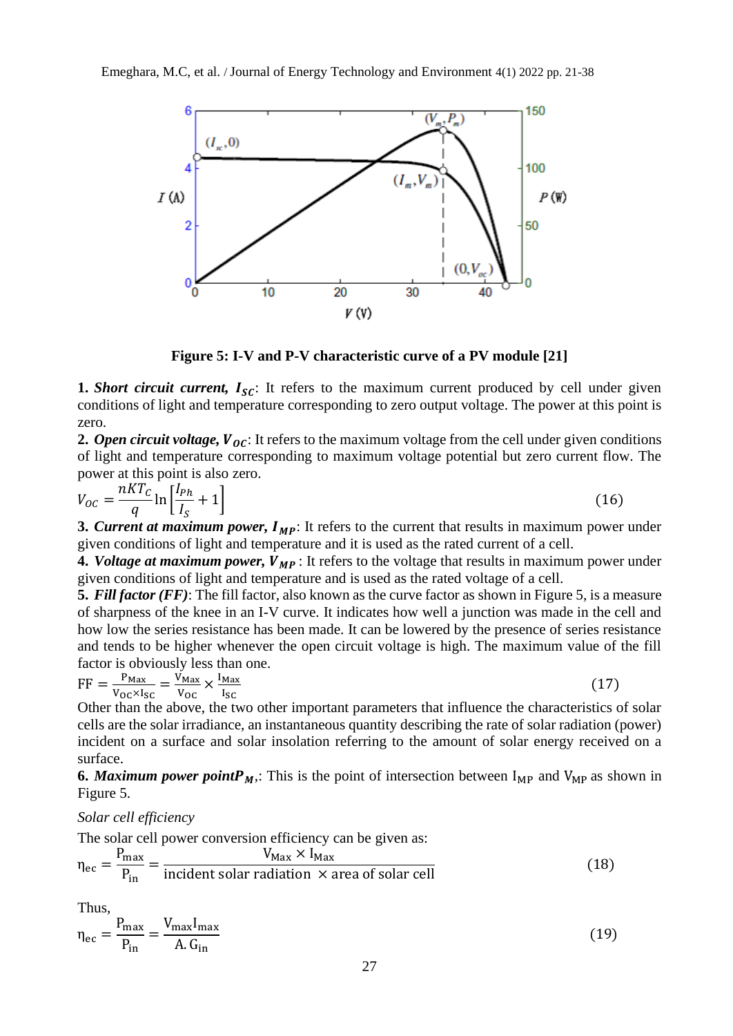**Figure 5: I-V and P-V characteristic curve of a PV module [21]**

**1.** ***Short circuit current,*** $I_{SC}$: It refers to the maximum current produced by cell under given conditions of light and temperature corresponding to zero output voltage. The power at this point is zero.

**2.** ***Open circuit voltage,*** $V_{OC}$: It refers to the maximum voltage from the cell under given conditions of light and temperature corresponding to maximum voltage potential but zero current flow. The power at this point is also zero.

$$V_{OC} = \frac{nKT_C}{q} \ln\left[\frac{I_{Ph}}{I_S} + 1\right] \tag{16}$$

**3.** ***Current at maximum power,*** $I_{MP}$: It refers to the current that results in maximum power under given conditions of light and temperature and it is used as the rated current of a cell.

**4.** ***Voltage at maximum power,*** $V_{MP}$ : It refers to the voltage that results in maximum power under given conditions of light and temperature and is used as the rated voltage of a cell.

**5.** ***Fill factor (FF)***: The fill factor, also known as the curve factor as shown in Figure 5, is a measure of sharpness of the knee in an I-V curve. It indicates how well a junction was made in the cell and how low the series resistance has been made. It can be lowered by the presence of series resistance and tends to be higher whenever the open circuit voltage is high. The maximum value of the fill factor is obviously less than one.

$$\text{FF} = \frac{P_{Max}}{V_{OC} \times I_{SC}} = \frac{V_{Max}}{V_{OC}} \times \frac{I_{Max}}{I_{SC}} \tag{17}$$

Other than the above, the two other important parameters that influence the characteristics of solar cells are the solar irradiance, an instantaneous quantity describing the rate of solar radiation (power) incident on a surface and solar insolation referring to the amount of solar energy received on a surface.

**6.** ***Maximum power point*** $P_M$,: This is the point of intersection between $I_{MP}$ and $V_{MP}$ as shown in Figure 5.

*Solar cell efficiency*

The solar cell power conversion efficiency can be given as:

$$\eta_{ec} = \frac{P_{max}}{P_{in}} = \frac{V_{Max} \times I_{Max}}{\text{incident solar radiation } \times \text{area of solar cell}} \tag{18}$$

Thus,

$$\eta_{ec} = \frac{P_{max}}{P_{in}} = \frac{V_{max} I_{max}}{A.\, G_{in}} \tag{19}$$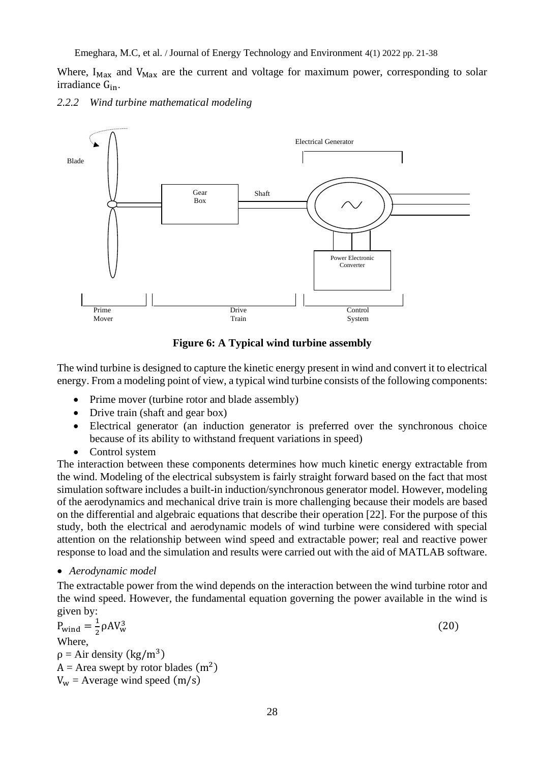Where, $I_{Max}$ and $V_{Max}$ are the current and voltage for maximum power, corresponding to solar irradiance $G_{in}$.

### *2.2.2 Wind turbine mathematical modeling*

**Figure 6: A Typical wind turbine assembly**

The wind turbine is designed to capture the kinetic energy present in wind and convert it to electrical energy. From a modeling point of view, a typical wind turbine consists of the following components:

- Prime mover (turbine rotor and blade assembly)
- Drive train (shaft and gear box)
- Electrical generator (an induction generator is preferred over the synchronous choice because of its ability to withstand frequent variations in speed)
- Control system

The interaction between these components determines how much kinetic energy extractable from the wind. Modeling of the electrical subsystem is fairly straight forward based on the fact that most simulation software includes a built-in induction/synchronous generator model. However, modeling of the aerodynamics and mechanical drive train is more challenging because their models are based on the differential and algebraic equations that describe their operation [22]. For the purpose of this study, both the electrical and aerodynamic models of wind turbine were considered with special attention on the relationship between wind speed and extractable power; real and reactive power response to load and the simulation and results were carried out with the aid of MATLAB software.

- *Aerodynamic model*

The extractable power from the wind depends on the interaction between the wind turbine rotor and the wind speed. However, the fundamental equation governing the power available in the wind is given by:

$$P_{wind} = \frac{1}{2}\rho A V_w^3 \tag{20}$$

Where,
$\rho$ = Air density $(kg/m^3)$
$A$ = Area swept by rotor blades $(m^2)$
$V_w$ = Average wind speed $(m/s)$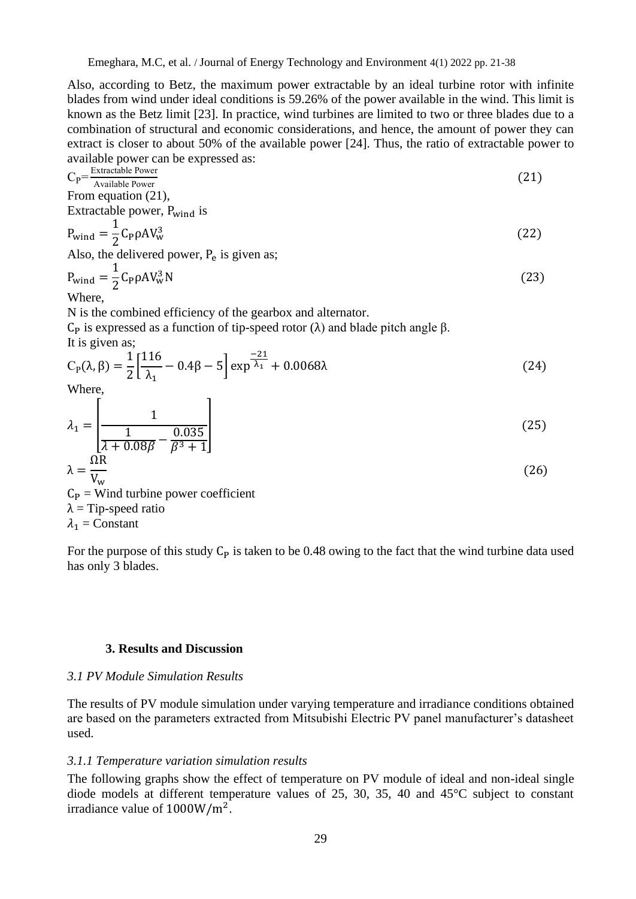Also, according to Betz, the maximum power extractable by an ideal turbine rotor with infinite blades from wind under ideal conditions is 59.26% of the power available in the wind. This limit is known as the Betz limit [23]. In practice, wind turbines are limited to two or three blades due to a combination of structural and economic considerations, and hence, the amount of power they can extract is closer to about 50% of the available power [24]. Thus, the ratio of extractable power to available power can be expressed as:

$$C_P = \frac{\text{Extractable Power}}{\text{Available Power}} \tag{21}$$

From equation (21),

Extractable power, $P_{wind}$ is

$$P_{wind} = \frac{1}{2} C_P \rho A V_w^3 \tag{22}$$

Also, the delivered power, $P_e$ is given as;

$$P_{wind} = \frac{1}{2} C_P \rho A V_w^3 N \tag{23}$$

Where,

N is the combined efficiency of the gearbox and alternator.

$C_P$ is expressed as a function of tip-speed rotor (λ) and blade pitch angle β.

It is given as;

$$C_P(\lambda, \beta) = \frac{1}{2}\left[\frac{116}{\lambda_1} - 0.4\beta - 5\right] \exp^{\frac{-21}{\lambda_1}} + 0.0068\lambda \tag{24}$$

Where,

$$\lambda_1 = \left[\frac{1}{\frac{1}{\lambda + 0.08\beta} - \frac{0.035}{\beta^3 + 1}}\right] \tag{25}$$

$$\lambda = \frac{\Omega R}{V_w} \tag{26}$$

$C_P$ = Wind turbine power coefficient

$\lambda$ = Tip-speed ratio

$\lambda_1$ = Constant

For the purpose of this study $C_P$ is taken to be 0.48 owing to the fact that the wind turbine data used has only 3 blades.

## 3. Results and Discussion

### *3.1 PV Module Simulation Results*

The results of PV module simulation under varying temperature and irradiance conditions obtained are based on the parameters extracted from Mitsubishi Electric PV panel manufacturer's datasheet used.

#### *3.1.1 Temperature variation simulation results*

The following graphs show the effect of temperature on PV module of ideal and non-ideal single diode models at different temperature values of 25, 30, 35, 40 and 45°C subject to constant irradiance value of $1000\text{W/m}^2$.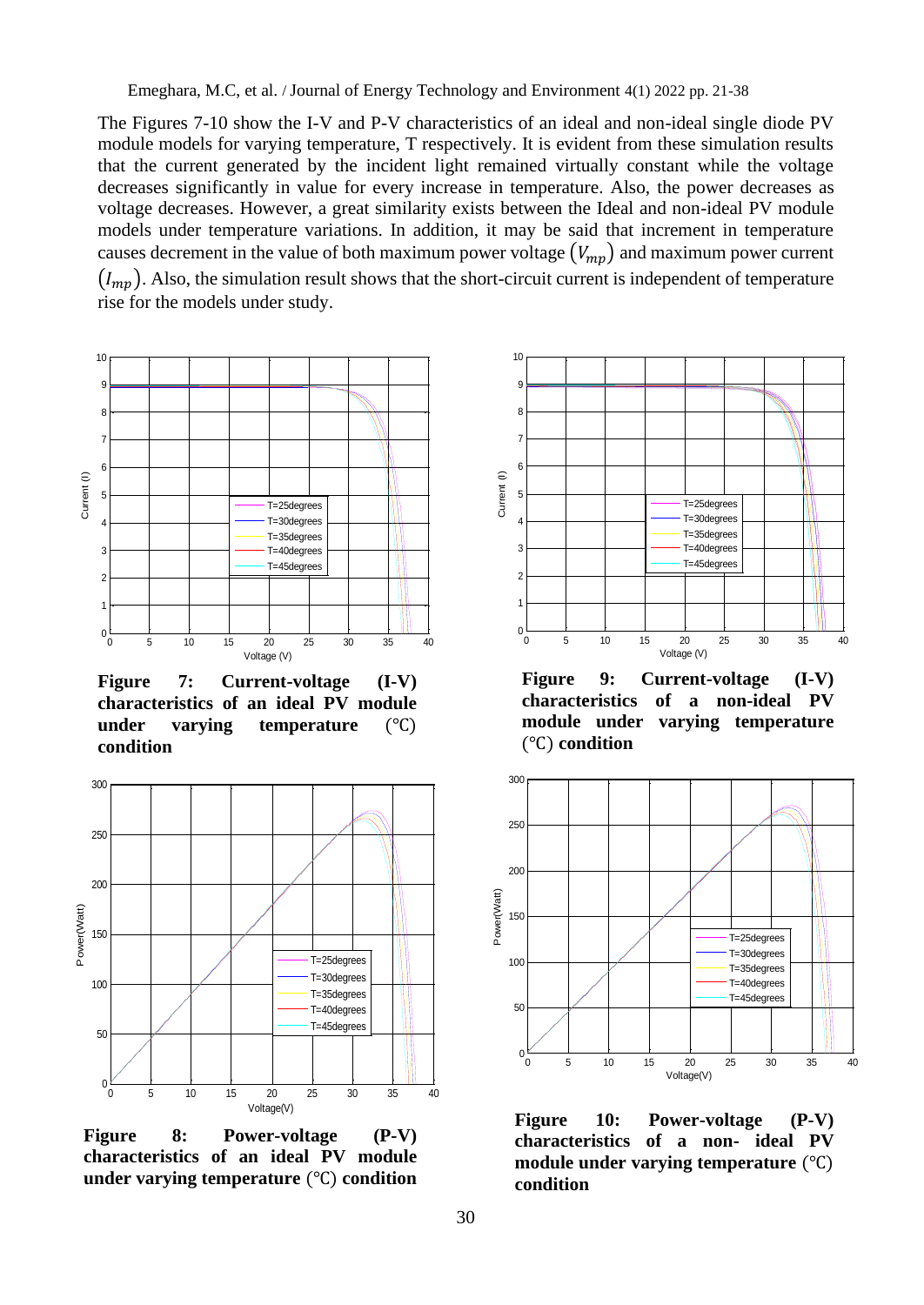The Figures 7-10 show the I-V and P-V characteristics of an ideal and non-ideal single diode PV module models for varying temperature, T respectively. It is evident from these simulation results that the current generated by the incident light remained virtually constant while the voltage decreases significantly in value for every increase in temperature. Also, the power decreases as voltage decreases. However, a great similarity exists between the Ideal and non-ideal PV module models under temperature variations. In addition, it may be said that increment in temperature causes decrement in the value of both maximum power voltage $(V_{mp})$ and maximum power current $(I_{mp})$. Also, the simulation result shows that the short-circuit current is independent of temperature rise for the models under study.

**Figure 7: Current-voltage (I-V) characteristics of an ideal PV module under varying temperature (℃) condition**

**Figure 9: Current-voltage (I-V) characteristics of a non-ideal PV module under varying temperature (℃) condition**

**Figure 8: Power-voltage (P-V) characteristics of an ideal PV module under varying temperature (℃) condition**

**Figure 10: Power-voltage (P-V) characteristics of a non- ideal PV module under varying temperature (℃) condition**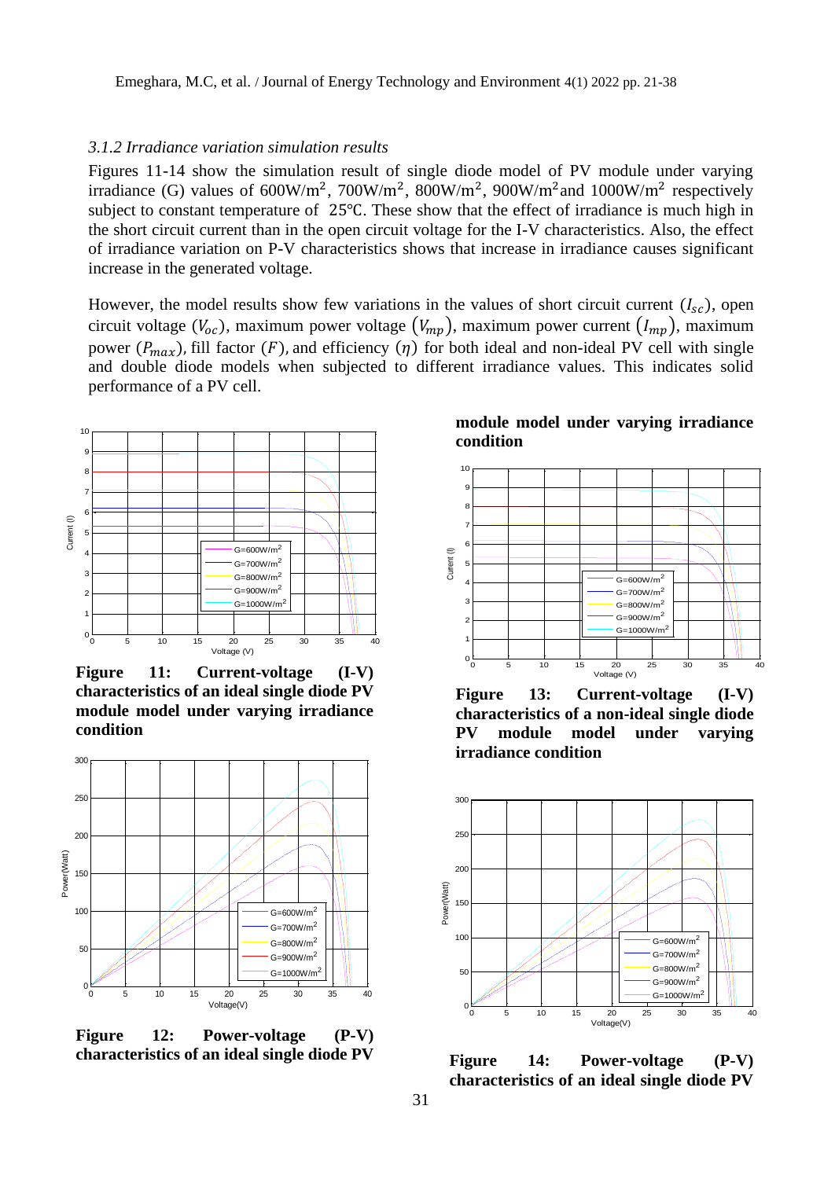### *3.1.2 Irradiance variation simulation results*

Figures 11-14 show the simulation result of single diode model of PV module under varying irradiance (G) values of 600W/m$^2$, 700W/m$^2$, 800W/m$^2$, 900W/m$^2$and 1000W/m$^2$ respectively subject to constant temperature of 25℃. These show that the effect of irradiance is much high in the short circuit current than in the open circuit voltage for the I-V characteristics. Also, the effect of irradiance variation on P-V characteristics shows that increase in irradiance causes significant increase in the generated voltage.

However, the model results show few variations in the values of short circuit current ($I_{sc}$), open circuit voltage ($V_{oc}$), maximum power voltage ($V_{mp}$), maximum power current ($I_{mp}$), maximum power ($P_{max}$), fill factor ($F$), and efficiency ($\eta$) for both ideal and non-ideal PV cell with single and double diode models when subjected to different irradiance values. This indicates solid performance of a PV cell.

**Figure 11: Current-voltage (I-V) characteristics of an ideal single diode PV module model under varying irradiance condition**

**Figure 12: Power-voltage (P-V) characteristics of an ideal single diode PV module model under varying irradiance condition**

**Figure 13: Current-voltage (I-V) characteristics of a non-ideal single diode PV module model under varying irradiance condition**

**Figure 14: Power-voltage (P-V) characteristics of an ideal single diode PV**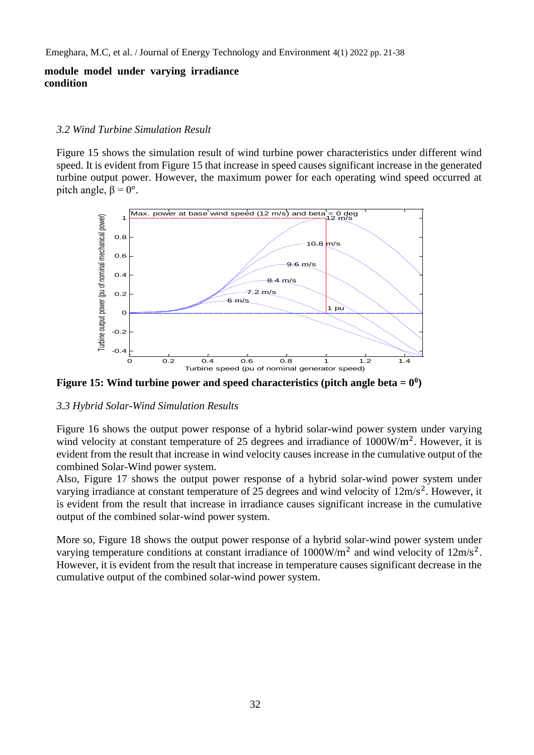**module model under varying irradiance condition**

### *3.2 Wind Turbine Simulation Result*

Figure 15 shows the simulation result of wind turbine power characteristics under different wind speed. It is evident from Figure 15 that increase in speed causes significant increase in the generated turbine output power. However, the maximum power for each operating wind speed occurred at pitch angle, $\beta = 0°$.

**Figure 15: Wind turbine power and speed characteristics (pitch angle beta = $0^0$)**

### *3.3 Hybrid Solar-Wind Simulation Results*

Figure 16 shows the output power response of a hybrid solar-wind power system under varying wind velocity at constant temperature of 25 degrees and irradiance of $1000W/m^2$. However, it is evident from the result that increase in wind velocity causes increase in the cumulative output of the combined Solar-Wind power system.

Also, Figure 17 shows the output power response of a hybrid solar-wind power system under varying irradiance at constant temperature of 25 degrees and wind velocity of $12m/s^2$. However, it is evident from the result that increase in irradiance causes significant increase in the cumulative output of the combined solar-wind power system.

More so, Figure 18 shows the output power response of a hybrid solar-wind power system under varying temperature conditions at constant irradiance of $1000W/m^2$ and wind velocity of $12m/s^2$. However, it is evident from the result that increase in temperature causes significant decrease in the cumulative output of the combined solar-wind power system.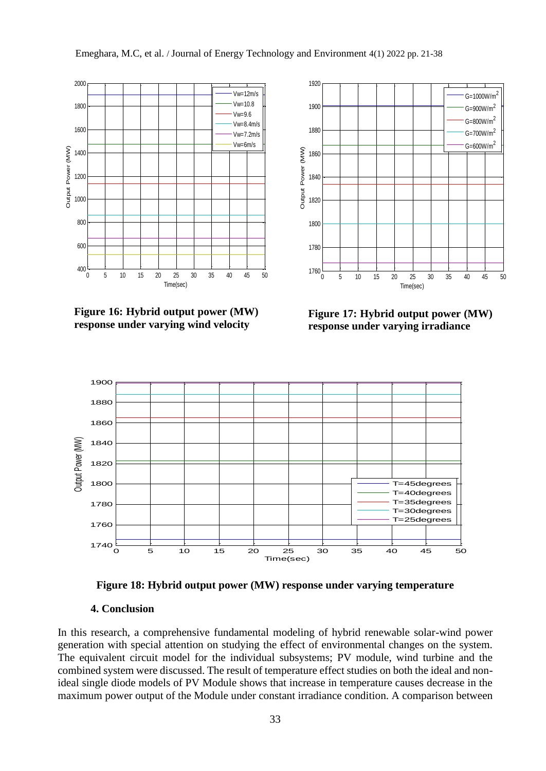Figure 16: Hybrid output power (MW) response under varying wind velocity

Figure 17: Hybrid output power (MW) response under varying irradiance

Figure 18: Hybrid output power (MW) response under varying temperature

## 4. Conclusion

In this research, a comprehensive fundamental modeling of hybrid renewable solar-wind power generation with special attention on studying the effect of environmental changes on the system. The equivalent circuit model for the individual subsystems; PV module, wind turbine and the combined system were discussed. The result of temperature effect studies on both the ideal and non-ideal single diode models of PV Module shows that increase in temperature causes decrease in the maximum power output of the Module under constant irradiance condition. A comparison between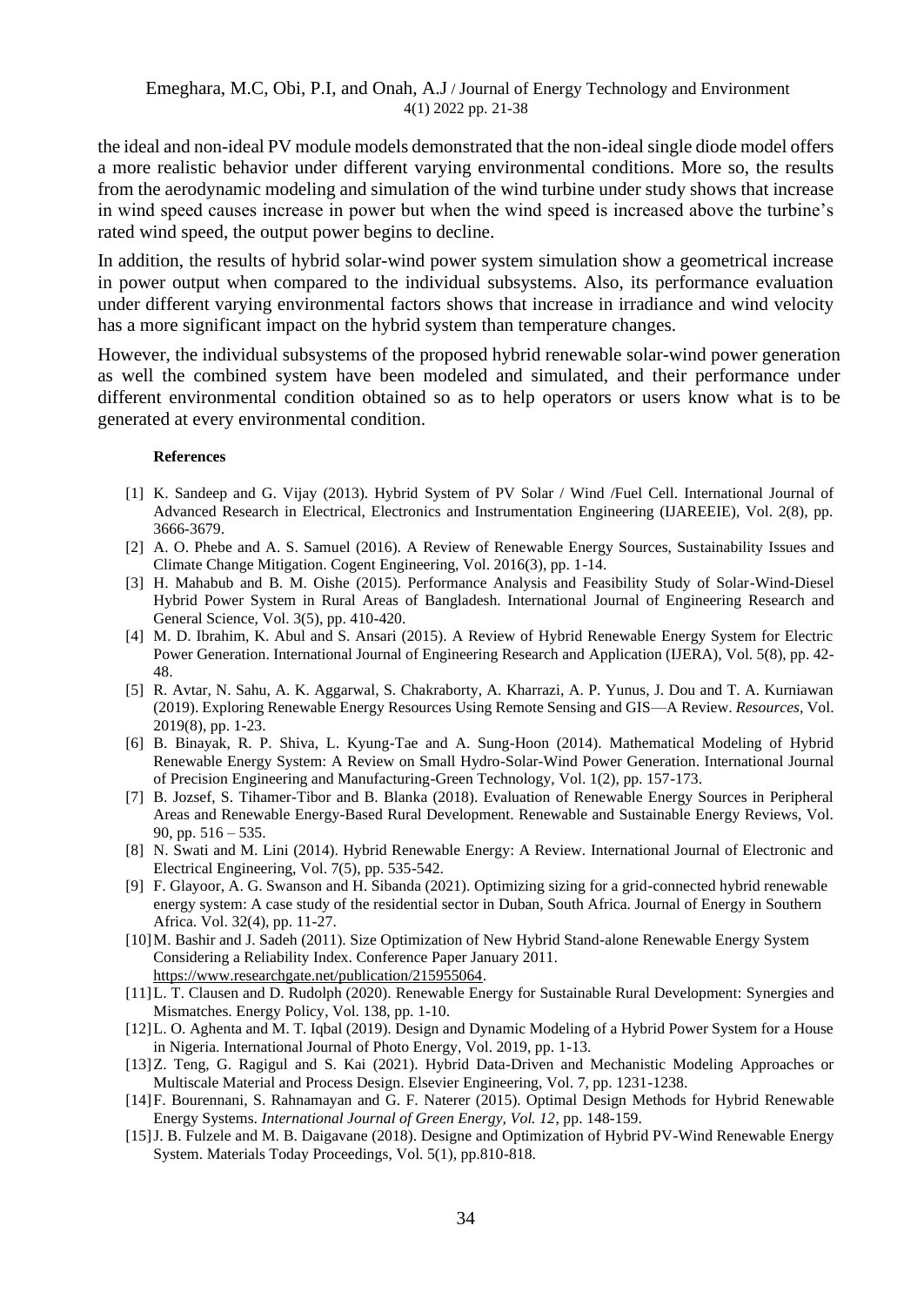the ideal and non-ideal PV module models demonstrated that the non-ideal single diode model offers a more realistic behavior under different varying environmental conditions. More so, the results from the aerodynamic modeling and simulation of the wind turbine under study shows that increase in wind speed causes increase in power but when the wind speed is increased above the turbine's rated wind speed, the output power begins to decline.

In addition, the results of hybrid solar-wind power system simulation show a geometrical increase in power output when compared to the individual subsystems. Also, its performance evaluation under different varying environmental factors shows that increase in irradiance and wind velocity has a more significant impact on the hybrid system than temperature changes.

However, the individual subsystems of the proposed hybrid renewable solar-wind power generation as well the combined system have been modeled and simulated, and their performance under different environmental condition obtained so as to help operators or users know what is to be generated at every environmental condition.

#### References

[1] K. Sandeep and G. Vijay (2013). Hybrid System of PV Solar / Wind /Fuel Cell. International Journal of Advanced Research in Electrical, Electronics and Instrumentation Engineering (IJAREEIE), Vol. 2(8), pp. 3666-3679.

[2] A. O. Phebe and A. S. Samuel (2016). A Review of Renewable Energy Sources, Sustainability Issues and Climate Change Mitigation. Cogent Engineering, Vol. 2016(3), pp. 1-14.

[3] H. Mahabub and B. M. Oishe (2015). Performance Analysis and Feasibility Study of Solar-Wind-Diesel Hybrid Power System in Rural Areas of Bangladesh. International Journal of Engineering Research and General Science, Vol. 3(5), pp. 410-420.

[4] M. D. Ibrahim, K. Abul and S. Ansari (2015). A Review of Hybrid Renewable Energy System for Electric Power Generation. International Journal of Engineering Research and Application (IJERA), Vol. 5(8), pp. 42-48.

[5] R. Avtar, N. Sahu, A. K. Aggarwal, S. Chakraborty, A. Kharrazi, A. P. Yunus, J. Dou and T. A. Kurniawan (2019). Exploring Renewable Energy Resources Using Remote Sensing and GIS—A Review. *Resources*, Vol. 2019(8), pp. 1-23.

[6] B. Binayak, R. P. Shiva, L. Kyung-Tae and A. Sung-Hoon (2014). Mathematical Modeling of Hybrid Renewable Energy System: A Review on Small Hydro-Solar-Wind Power Generation. International Journal of Precision Engineering and Manufacturing-Green Technology, Vol. 1(2), pp. 157-173.

[7] B. Jozsef, S. Tihamer-Tibor and B. Blanka (2018). Evaluation of Renewable Energy Sources in Peripheral Areas and Renewable Energy-Based Rural Development. Renewable and Sustainable Energy Reviews, Vol. 90, pp. 516 – 535.

[8] N. Swati and M. Lini (2014). Hybrid Renewable Energy: A Review. International Journal of Electronic and Electrical Engineering, Vol. 7(5), pp. 535-542.

[9] F. Glayoor, A. G. Swanson and H. Sibanda (2021). Optimizing sizing for a grid-connected hybrid renewable energy system: A case study of the residential sector in Duban, South Africa. Journal of Energy in Southern Africa. Vol. 32(4), pp. 11-27.

[10] M. Bashir and J. Sadeh (2011). Size Optimization of New Hybrid Stand-alone Renewable Energy System Considering a Reliability Index. Conference Paper January 2011. https://www.researchgate.net/publication/215955064.

[11] L. T. Clausen and D. Rudolph (2020). Renewable Energy for Sustainable Rural Development: Synergies and Mismatches. Energy Policy, Vol. 138, pp. 1-10.

[12] L. O. Aghenta and M. T. Iqbal (2019). Design and Dynamic Modeling of a Hybrid Power System for a House in Nigeria. International Journal of Photo Energy, Vol. 2019, pp. 1-13.

[13] Z. Teng, G. Ragigul and S. Kai (2021). Hybrid Data-Driven and Mechanistic Modeling Approaches or Multiscale Material and Process Design. Elsevier Engineering, Vol. 7, pp. 1231-1238.

[14] F. Bourennani, S. Rahnamayan and G. F. Naterer (2015). Optimal Design Methods for Hybrid Renewable Energy Systems. *International Journal of Green Energy, Vol. 12*, pp. 148-159.

[15] J. B. Fulzele and M. B. Daigavane (2018). Designe and Optimization of Hybrid PV-Wind Renewable Energy System. Materials Today Proceedings, Vol. 5(1), pp.810-818.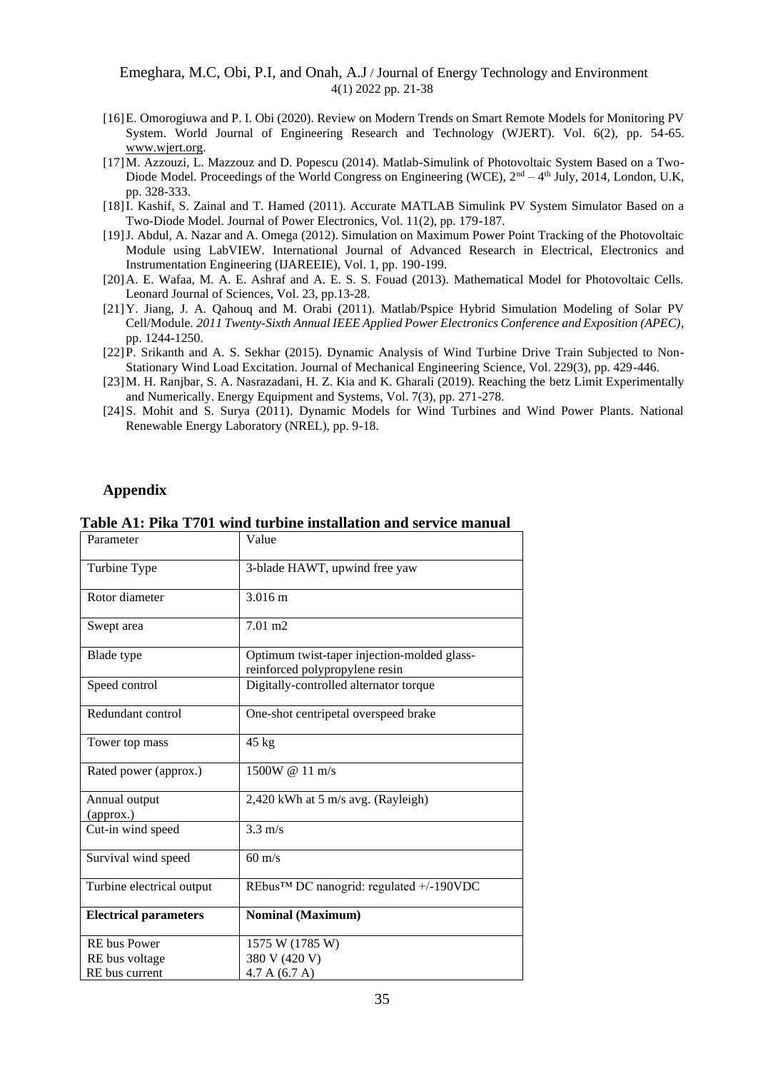[16] E. Omorogiuwa and P. I. Obi (2020). Review on Modern Trends on Smart Remote Models for Monitoring PV System. World Journal of Engineering Research and Technology (WJERT). Vol. 6(2), pp. 54-65. www.wjert.org.

[17] M. Azzouzi, L. Mazzouz and D. Popescu (2014). Matlab-Simulink of Photovoltaic System Based on a Two-Diode Model. Proceedings of the World Congress on Engineering (WCE), 2nd – 4th July, 2014, London, U.K, pp. 328-333.

[18] I. Kashif, S. Zainal and T. Hamed (2011). Accurate MATLAB Simulink PV System Simulator Based on a Two-Diode Model. Journal of Power Electronics, Vol. 11(2), pp. 179-187.

[19] J. Abdul, A. Nazar and A. Omega (2012). Simulation on Maximum Power Point Tracking of the Photovoltaic Module using LabVIEW. International Journal of Advanced Research in Electrical, Electronics and Instrumentation Engineering (IJAREEIE), Vol. 1, pp. 190-199.

[20] A. E. Wafaa, M. A. E. Ashraf and A. E. S. S. Fouad (2013). Mathematical Model for Photovoltaic Cells. Leonard Journal of Sciences, Vol. 23, pp.13-28.

[21] Y. Jiang, J. A. Qahouq and M. Orabi (2011). Matlab/Pspice Hybrid Simulation Modeling of Solar PV Cell/Module. *2011 Twenty-Sixth Annual IEEE Applied Power Electronics Conference and Exposition (APEC)*, pp. 1244-1250.

[22] P. Srikanth and A. S. Sekhar (2015). Dynamic Analysis of Wind Turbine Drive Train Subjected to Non-Stationary Wind Load Excitation. Journal of Mechanical Engineering Science, Vol. 229(3), pp. 429-446.

[23] M. H. Ranjbar, S. A. Nasrazadani, H. Z. Kia and K. Gharali (2019). Reaching the betz Limit Experimentally and Numerically. Energy Equipment and Systems, Vol. 7(3), pp. 271-278.

[24] S. Mohit and S. Surya (2011). Dynamic Models for Wind Turbines and Wind Power Plants. National Renewable Energy Laboratory (NREL), pp. 9-18.

## Appendix

**Table A1: Pika T701 wind turbine installation and service manual**

| Parameter | Value |
|---|---|
| Turbine Type | 3-blade HAWT, upwind free yaw |
| Rotor diameter | 3.016 m |
| Swept area | 7.01 m2 |
| Blade type | Optimum twist-taper injection-molded glass-reinforced polypropylene resin |
| Speed control | Digitally-controlled alternator torque |
| Redundant control | One-shot centripetal overspeed brake |
| Tower top mass | 45 kg |
| Rated power (approx.) | 1500W @ 11 m/s |
| Annual output (approx.) | 2,420 kWh at 5 m/s avg. (Rayleigh) |
| Cut-in wind speed | 3.3 m/s |
| Survival wind speed | 60 m/s |
| Turbine electrical output | REbus™ DC nanogrid: regulated +/-190VDC |
| **Electrical parameters** | **Nominal (Maximum)** |
| RE bus Power<br>RE bus voltage<br>RE bus current | 1575 W (1785 W)<br>380 V (420 V)<br>4.7 A (6.7 A) |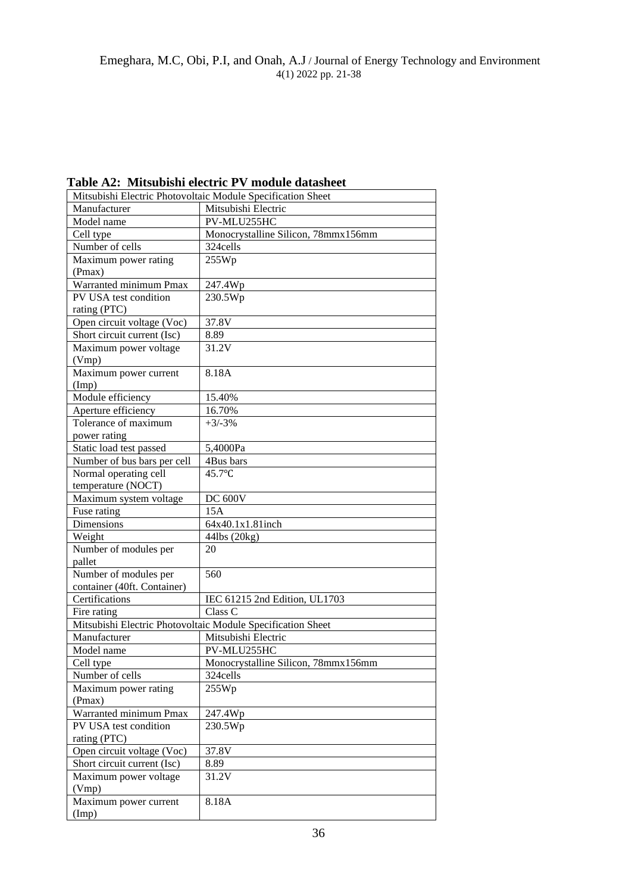**Table A2: Mitsubishi electric PV module datasheet**

| Mitsubishi Electric Photovoltaic Module Specification Sheet | |
|---|---|
| Manufacturer | Mitsubishi Electric |
| Model name | PV-MLU255HC |
| Cell type | Monocrystalline Silicon, 78mmx156mm |
| Number of cells | 324cells |
| Maximum power rating (Pmax) | 255Wp |
| Warranted minimum Pmax | 247.4Wp |
| PV USA test condition rating (PTC) | 230.5Wp |
| Open circuit voltage (Voc) | 37.8V |
| Short circuit current (Isc) | 8.89 |
| Maximum power voltage (Vmp) | 31.2V |
| Maximum power current (Imp) | 8.18A |
| Module efficiency | 15.40% |
| Aperture efficiency | 16.70% |
| Tolerance of maximum power rating | +3/-3% |
| Static load test passed | 5,4000Pa |
| Number of bus bars per cell | 4Bus bars |
| Normal operating cell temperature (NOCT) | 45.7℃ |
| Maximum system voltage | DC 600V |
| Fuse rating | 15A |
| Dimensions | 64x40.1x1.81inch |
| Weight | 44lbs (20kg) |
| Number of modules per pallet | 20 |
| Number of modules per container (40ft. Container) | 560 |
| Certifications | IEC 61215 2nd Edition, UL1703 |
| Fire rating | Class C |
| Mitsubishi Electric Photovoltaic Module Specification Sheet | |
| Manufacturer | Mitsubishi Electric |
| Model name | PV-MLU255HC |
| Cell type | Monocrystalline Silicon, 78mmx156mm |
| Number of cells | 324cells |
| Maximum power rating (Pmax) | 255Wp |
| Warranted minimum Pmax | 247.4Wp |
| PV USA test condition rating (PTC) | 230.5Wp |
| Open circuit voltage (Voc) | 37.8V |
| Short circuit current (Isc) | 8.89 |
| Maximum power voltage (Vmp) | 31.2V |
| Maximum power current (Imp) | 8.18A |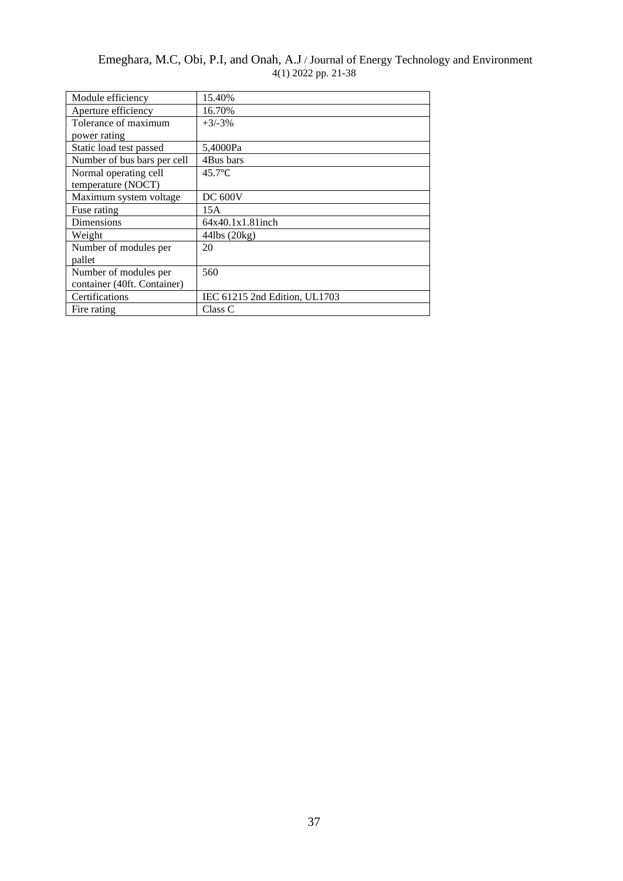| | |
|---|---|
| Module efficiency | 15.40% |
| Aperture efficiency | 16.70% |
| Tolerance of maximum power rating | +3/-3% |
| Static load test passed | 5,4000Pa |
| Number of bus bars per cell | 4Bus bars |
| Normal operating cell temperature (NOCT) | 45.7℃ |
| Maximum system voltage | DC 600V |
| Fuse rating | 15A |
| Dimensions | 64x40.1x1.81inch |
| Weight | 44lbs (20kg) |
| Number of modules per pallet | 20 |
| Number of modules per container (40ft. Container) | 560 |
| Certifications | IEC 61215 2nd Edition, UL1703 |
| Fire rating | Class C |